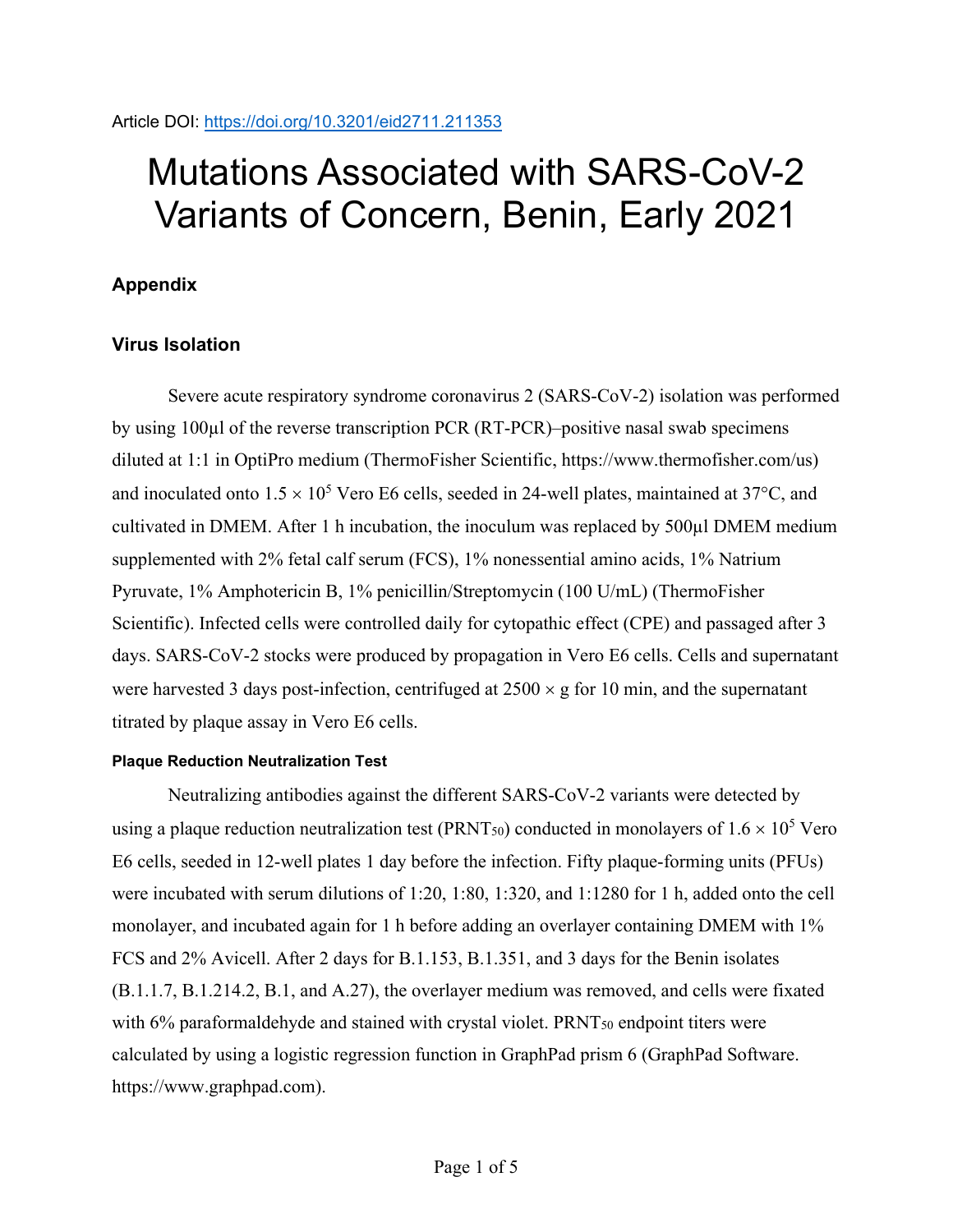Article DOI: https://doi.org/10.3201/eid2711.211353

# Mutations Associated with SARS-CoV-2 Variants of Concern, Benin, Early 2021

## Appendix

## Virus Isolation

Severe acute respiratory syndrome coronavirus 2 (SARS-CoV-2) isolation was performed by using 100µl of the reverse transcription PCR (RT-PCR)–positive nasal swab specimens diluted at 1:1 in OptiPro medium (ThermoFisher Scientific, https://www.thermofisher.com/us) and inoculated onto $1.5 \times 10^5$ Vero E6 cells, seeded in 24-well plates, maintained at 37°C, and cultivated in DMEM. After 1 h incubation, the inoculum was replaced by 500µl DMEM medium supplemented with 2% fetal calf serum (FCS), 1% nonessential amino acids, 1% Natrium Pyruvate, 1% Amphotericin B, 1% penicillin/Streptomycin (100 U/mL) (ThermoFisher Scientific). Infected cells were controlled daily for cytopathic effect (CPE) and passaged after 3 days. SARS-CoV-2 stocks were produced by propagation in Vero E6 cells. Cells and supernatant were harvested 3 days post-infection, centrifuged at 2500 × g for 10 min, and the supernatant titrated by plaque assay in Vero E6 cells.

### Plaque Reduction Neutralization Test

Neutralizing antibodies against the different SARS-CoV-2 variants were detected by using a plaque reduction neutralization test ($PRNT_{50}$) conducted in monolayers of $1.6 \times 10^5$ Vero E6 cells, seeded in 12-well plates 1 day before the infection. Fifty plaque-forming units (PFUs) were incubated with serum dilutions of 1:20, 1:80, 1:320, and 1:1280 for 1 h, added onto the cell monolayer, and incubated again for 1 h before adding an overlayer containing DMEM with 1% FCS and 2% Avicell. After 2 days for B.1.153, B.1.351, and 3 days for the Benin isolates (B.1.1.7, B.1.214.2, B.1, and A.27), the overlayer medium was removed, and cells were fixated with 6% paraformaldehyde and stained with crystal violet. $PRNT_{50}$ endpoint titers were calculated by using a logistic regression function in GraphPad prism 6 (GraphPad Software. https://www.graphpad.com).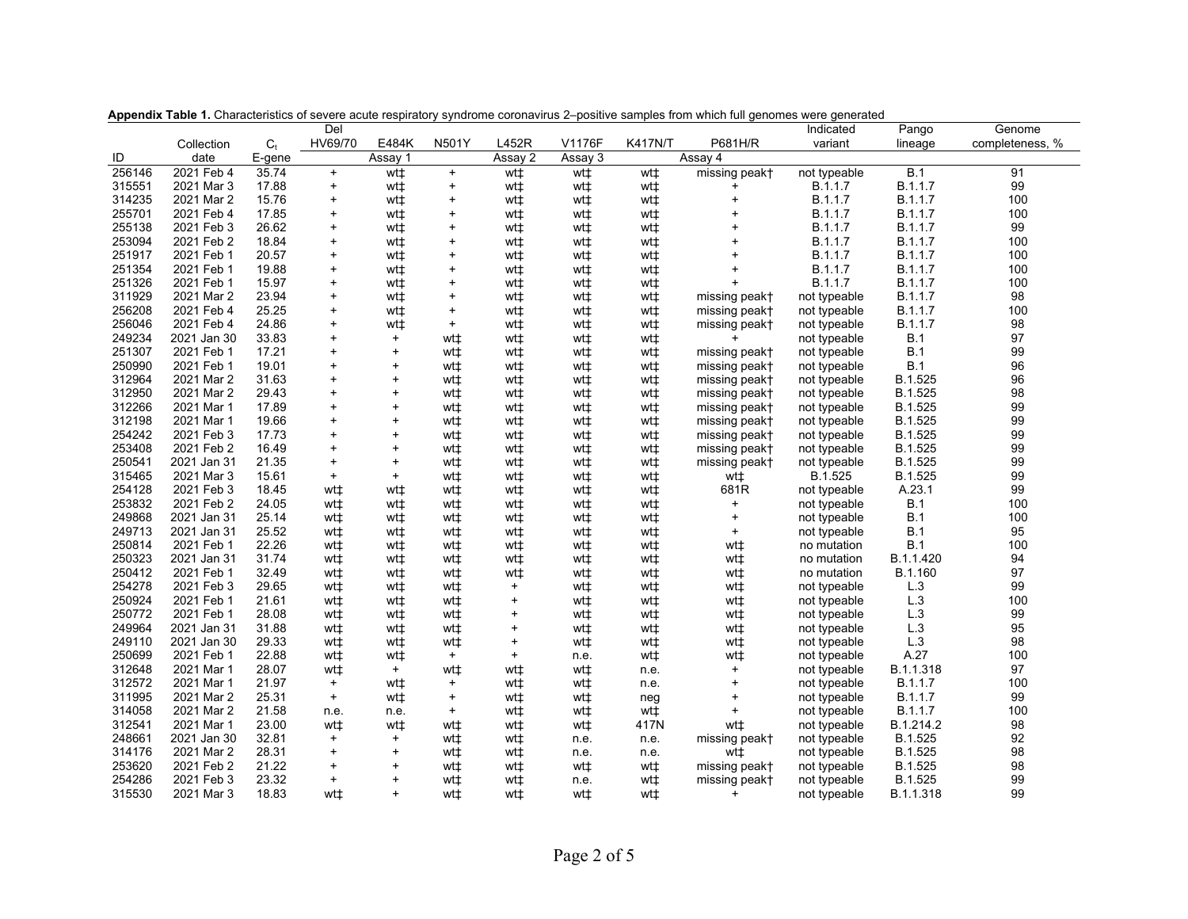**Appendix Table 1.** Characteristics of severe acute respiratory syndrome coronavirus 2–positive samples from which full genomes were generated

| ID | Collection date | $C_t$ E-gene | Del HV69/70 | E484K | N501Y | L452R | V1176F | K417N/T | P681H/R | Indicated variant | Pango lineage | Genome completeness, % |
|---|---|---|---|---|---|---|---|---|---|---|---|---|
| | | | Assay 1 | | | Assay 2 | Assay 3 | Assay 4 | | | | |
| 256146 | 2021 Feb 4 | 35.74 | + | wt‡ | + | wt‡ | wt‡ | wt‡ | missing peak† | not typeable | B.1 | 91 |
| 315551 | 2021 Mar 3 | 17.88 | + | wt‡ | + | wt‡ | wt‡ | wt‡ | + | B.1.1.7 | B.1.1.7 | 99 |
| 314235 | 2021 Mar 2 | 15.76 | + | wt‡ | + | wt‡ | wt‡ | wt‡ | + | B.1.1.7 | B.1.1.7 | 100 |
| 255701 | 2021 Feb 4 | 17.85 | + | wt‡ | + | wt‡ | wt‡ | wt‡ | + | B.1.1.7 | B.1.1.7 | 100 |
| 255138 | 2021 Feb 3 | 26.62 | + | wt‡ | + | wt‡ | wt‡ | wt‡ | + | B.1.1.7 | B.1.1.7 | 99 |
| 253094 | 2021 Feb 2 | 18.84 | + | wt‡ | + | wt‡ | wt‡ | wt‡ | + | B.1.1.7 | B.1.1.7 | 100 |
| 251917 | 2021 Feb 1 | 20.57 | + | wt‡ | + | wt‡ | wt‡ | wt‡ | + | B.1.1.7 | B.1.1.7 | 100 |
| 251354 | 2021 Feb 1 | 19.88 | + | wt‡ | + | wt‡ | wt‡ | wt‡ | + | B.1.1.7 | B.1.1.7 | 100 |
| 251326 | 2021 Feb 1 | 15.97 | + | wt‡ | + | wt‡ | wt‡ | wt‡ | + | B.1.1.7 | B.1.1.7 | 100 |
| 311929 | 2021 Mar 2 | 23.94 | + | wt‡ | + | wt‡ | wt‡ | wt‡ | missing peak† | not typeable | B.1.1.7 | 98 |
| 256208 | 2021 Feb 4 | 25.25 | + | wt‡ | + | wt‡ | wt‡ | wt‡ | missing peak† | not typeable | B.1.1.7 | 100 |
| 256046 | 2021 Feb 4 | 24.86 | + | wt‡ | + | wt‡ | wt‡ | wt‡ | missing peak† | not typeable | B.1.1.7 | 98 |
| 249234 | 2021 Jan 30 | 33.83 | + | + | wt‡ | wt‡ | wt‡ | wt‡ | + | not typeable | B.1 | 97 |
| 251307 | 2021 Feb 1 | 17.21 | + | + | wt‡ | wt‡ | wt‡ | wt‡ | missing peak† | not typeable | B.1 | 99 |
| 250990 | 2021 Feb 1 | 19.01 | + | + | wt‡ | wt‡ | wt‡ | wt‡ | missing peak† | not typeable | B.1 | 96 |
| 312964 | 2021 Mar 2 | 31.63 | + | + | wt‡ | wt‡ | wt‡ | wt‡ | missing peak† | not typeable | B.1.525 | 96 |
| 312950 | 2021 Mar 2 | 29.43 | + | + | wt‡ | wt‡ | wt‡ | wt‡ | missing peak† | not typeable | B.1.525 | 98 |
| 312266 | 2021 Mar 1 | 17.89 | + | + | wt‡ | wt‡ | wt‡ | wt‡ | missing peak† | not typeable | B.1.525 | 99 |
| 312198 | 2021 Mar 1 | 19.66 | + | + | wt‡ | wt‡ | wt‡ | wt‡ | missing peak† | not typeable | B.1.525 | 99 |
| 254242 | 2021 Feb 3 | 17.73 | + | + | wt‡ | wt‡ | wt‡ | wt‡ | missing peak† | not typeable | B.1.525 | 99 |
| 253408 | 2021 Feb 2 | 16.49 | + | + | wt‡ | wt‡ | wt‡ | wt‡ | missing peak† | not typeable | B.1.525 | 99 |
| 250541 | 2021 Jan 31 | 21.35 | + | + | wt‡ | wt‡ | wt‡ | wt‡ | missing peak† | not typeable | B.1.525 | 99 |
| 315465 | 2021 Mar 3 | 15.61 | + | + | wt‡ | wt‡ | wt‡ | wt‡ | wt‡ | B.1.525 | B.1.525 | 99 |
| 254128 | 2021 Feb 3 | 18.45 | wt‡ | wt‡ | wt‡ | wt‡ | wt‡ | wt‡ | 681R | not typeable | A.23.1 | 99 |
| 253832 | 2021 Feb 2 | 24.05 | wt‡ | wt‡ | wt‡ | wt‡ | wt‡ | wt‡ | + | not typeable | B.1 | 100 |
| 249868 | 2021 Jan 31 | 25.14 | wt‡ | wt‡ | wt‡ | wt‡ | wt‡ | wt‡ | + | not typeable | B.1 | 100 |
| 249713 | 2021 Jan 31 | 25.52 | wt‡ | wt‡ | wt‡ | wt‡ | wt‡ | wt‡ | + | not typeable | B.1 | 95 |
| 250814 | 2021 Feb 1 | 22.26 | wt‡ | wt‡ | wt‡ | wt‡ | wt‡ | wt‡ | wt‡ | no mutation | B.1 | 100 |
| 250323 | 2021 Jan 31 | 31.74 | wt‡ | wt‡ | wt‡ | wt‡ | wt‡ | wt‡ | wt‡ | no mutation | B.1.1.420 | 94 |
| 250412 | 2021 Feb 1 | 32.49 | wt‡ | wt‡ | wt‡ | wt‡ | wt‡ | wt‡ | wt‡ | no mutation | B.1.160 | 97 |
| 254278 | 2021 Feb 3 | 29.65 | wt‡ | wt‡ | wt‡ | + | wt‡ | wt‡ | wt‡ | not typeable | L.3 | 99 |
| 250924 | 2021 Feb 1 | 21.61 | wt‡ | wt‡ | wt‡ | + | wt‡ | wt‡ | wt‡ | not typeable | L.3 | 100 |
| 250772 | 2021 Feb 1 | 28.08 | wt‡ | wt‡ | wt‡ | + | wt‡ | wt‡ | wt‡ | not typeable | L.3 | 99 |
| 249964 | 2021 Jan 31 | 31.88 | wt‡ | wt‡ | wt‡ | + | wt‡ | wt‡ | wt‡ | not typeable | L.3 | 95 |
| 249110 | 2021 Jan 30 | 29.33 | wt‡ | wt‡ | wt‡ | + | wt‡ | wt‡ | wt‡ | not typeable | L.3 | 98 |
| 250699 | 2021 Feb 1 | 22.88 | wt‡ | wt‡ | + | + | n.e. | wt‡ | wt‡ | not typeable | A.27 | 100 |
| 312648 | 2021 Mar 1 | 28.07 | wt‡ | + | wt‡ | wt‡ | wt‡ | n.e. | + | not typeable | B.1.1.318 | 97 |
| 312572 | 2021 Mar 1 | 21.97 | + | wt‡ | + | wt‡ | wt‡ | n.e. | + | not typeable | B.1.1.7 | 100 |
| 311995 | 2021 Mar 2 | 25.31 | + | wt‡ | + | wt‡ | wt‡ | neg | + | not typeable | B.1.1.7 | 99 |
| 314058 | 2021 Mar 2 | 21.58 | n.e. | n.e. | + | wt‡ | wt‡ | wt‡ | + | not typeable | B.1.1.7 | 100 |
| 312541 | 2021 Mar 1 | 23.00 | wt‡ | wt‡ | wt‡ | wt‡ | wt‡ | 417N | wt‡ | not typeable | B.1.214.2 | 98 |
| 248661 | 2021 Jan 30 | 32.81 | + | + | wt‡ | wt‡ | n.e. | n.e. | missing peak† | not typeable | B.1.525 | 92 |
| 314176 | 2021 Mar 2 | 28.31 | + | + | wt‡ | wt‡ | n.e. | n.e. | wt‡ | not typeable | B.1.525 | 98 |
| 253620 | 2021 Feb 2 | 21.22 | + | + | wt‡ | wt‡ | wt‡ | wt‡ | missing peak† | not typeable | B.1.525 | 98 |
| 254286 | 2021 Feb 3 | 23.32 | + | + | wt‡ | wt‡ | n.e. | wt‡ | missing peak† | not typeable | B.1.525 | 99 |
| 315530 | 2021 Mar 3 | 18.83 | wt‡ | + | wt‡ | wt‡ | wt‡ | wt‡ | + | not typeable | B.1.1.318 | 99 |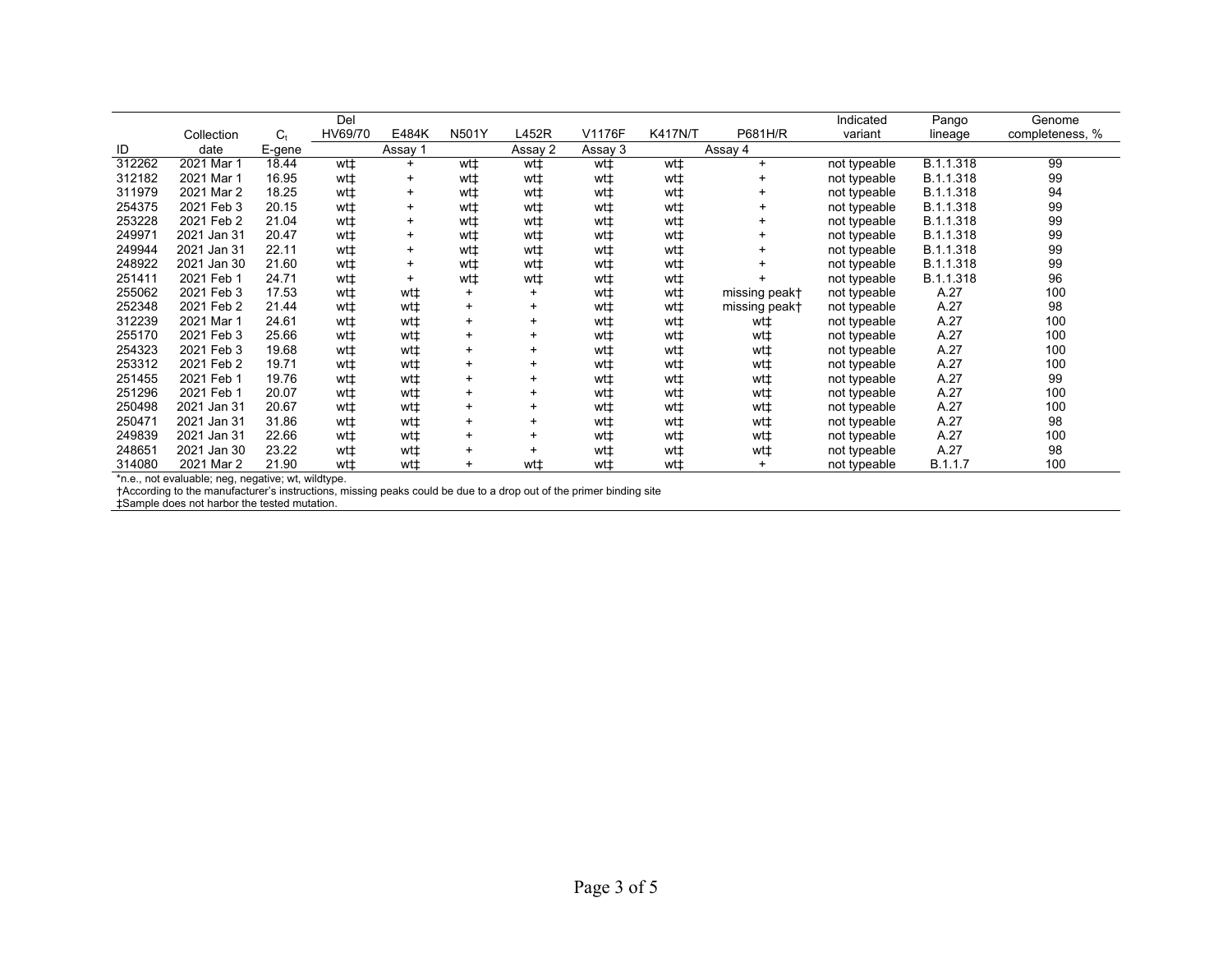| ID | Collection date | $C_t$ E-gene | Del HV69/70 | E484K | N501Y | L452R | V1176F | K417N/T | P681H/R | Indicated variant | Pango lineage | Genome completeness, % |
|---|---|---|---|---|---|---|---|---|---|---|---|---|
| | | | | Assay 1 | | Assay 2 | Assay 3 | | Assay 4 | | | |
| 312262 | 2021 Mar 1 | 18.44 | wt‡ | + | wt‡ | wt‡ | wt‡ | wt‡ | + | not typeable | B.1.1.318 | 99 |
| 312182 | 2021 Mar 1 | 16.95 | wt‡ | + | wt‡ | wt‡ | wt‡ | wt‡ | + | not typeable | B.1.1.318 | 99 |
| 311979 | 2021 Mar 2 | 18.25 | wt‡ | + | wt‡ | wt‡ | wt‡ | wt‡ | + | not typeable | B.1.1.318 | 94 |
| 254375 | 2021 Feb 3 | 20.15 | wt‡ | + | wt‡ | wt‡ | wt‡ | wt‡ | + | not typeable | B.1.1.318 | 99 |
| 253228 | 2021 Feb 2 | 21.04 | wt‡ | + | wt‡ | wt‡ | wt‡ | wt‡ | + | not typeable | B.1.1.318 | 99 |
| 249971 | 2021 Jan 31 | 20.47 | wt‡ | + | wt‡ | wt‡ | wt‡ | wt‡ | + | not typeable | B.1.1.318 | 99 |
| 249944 | 2021 Jan 31 | 22.11 | wt‡ | + | wt‡ | wt‡ | wt‡ | wt‡ | + | not typeable | B.1.1.318 | 99 |
| 248922 | 2021 Jan 30 | 21.60 | wt‡ | + | wt‡ | wt‡ | wt‡ | wt‡ | + | not typeable | B.1.1.318 | 99 |
| 251411 | 2021 Feb 1 | 24.71 | wt‡ | + | wt‡ | wt‡ | wt‡ | wt‡ | + | not typeable | B.1.1.318 | 96 |
| 255062 | 2021 Feb 3 | 17.53 | wt‡ | wt‡ | + | + | wt‡ | wt‡ | missing peak† | not typeable | A.27 | 100 |
| 252348 | 2021 Feb 2 | 21.44 | wt‡ | wt‡ | + | + | wt‡ | wt‡ | missing peak† | not typeable | A.27 | 98 |
| 312239 | 2021 Mar 1 | 24.61 | wt‡ | wt‡ | + | + | wt‡ | wt‡ | wt‡ | not typeable | A.27 | 100 |
| 255170 | 2021 Feb 3 | 25.66 | wt‡ | wt‡ | + | + | wt‡ | wt‡ | wt‡ | not typeable | A.27 | 100 |
| 254323 | 2021 Feb 3 | 19.68 | wt‡ | wt‡ | + | + | wt‡ | wt‡ | wt‡ | not typeable | A.27 | 100 |
| 253312 | 2021 Feb 2 | 19.71 | wt‡ | wt‡ | + | + | wt‡ | wt‡ | wt‡ | not typeable | A.27 | 100 |
| 251455 | 2021 Feb 1 | 19.76 | wt‡ | wt‡ | + | + | wt‡ | wt‡ | wt‡ | not typeable | A.27 | 99 |
| 251296 | 2021 Feb 1 | 20.07 | wt‡ | wt‡ | + | + | wt‡ | wt‡ | wt‡ | not typeable | A.27 | 100 |
| 250498 | 2021 Jan 31 | 20.67 | wt‡ | wt‡ | + | + | wt‡ | wt‡ | wt‡ | not typeable | A.27 | 100 |
| 250471 | 2021 Jan 31 | 31.86 | wt‡ | wt‡ | + | + | wt‡ | wt‡ | wt‡ | not typeable | A.27 | 98 |
| 249839 | 2021 Jan 31 | 22.66 | wt‡ | wt‡ | + | + | wt‡ | wt‡ | wt‡ | not typeable | A.27 | 100 |
| 248651 | 2021 Jan 30 | 23.22 | wt‡ | wt‡ | + | + | wt‡ | wt‡ | wt‡ | not typeable | A.27 | 98 |
| 314080 | 2021 Mar 2 | 21.90 | wt‡ | wt‡ | + | wt‡ | wt‡ | wt‡ | + | not typeable | B.1.1.7 | 100 |

*n.e., not evaluable; neg, negative; wt, wildtype.

†According to the manufacturer's instructions, missing peaks could be due to a drop out of the primer binding site

‡Sample does not harbor the tested mutation.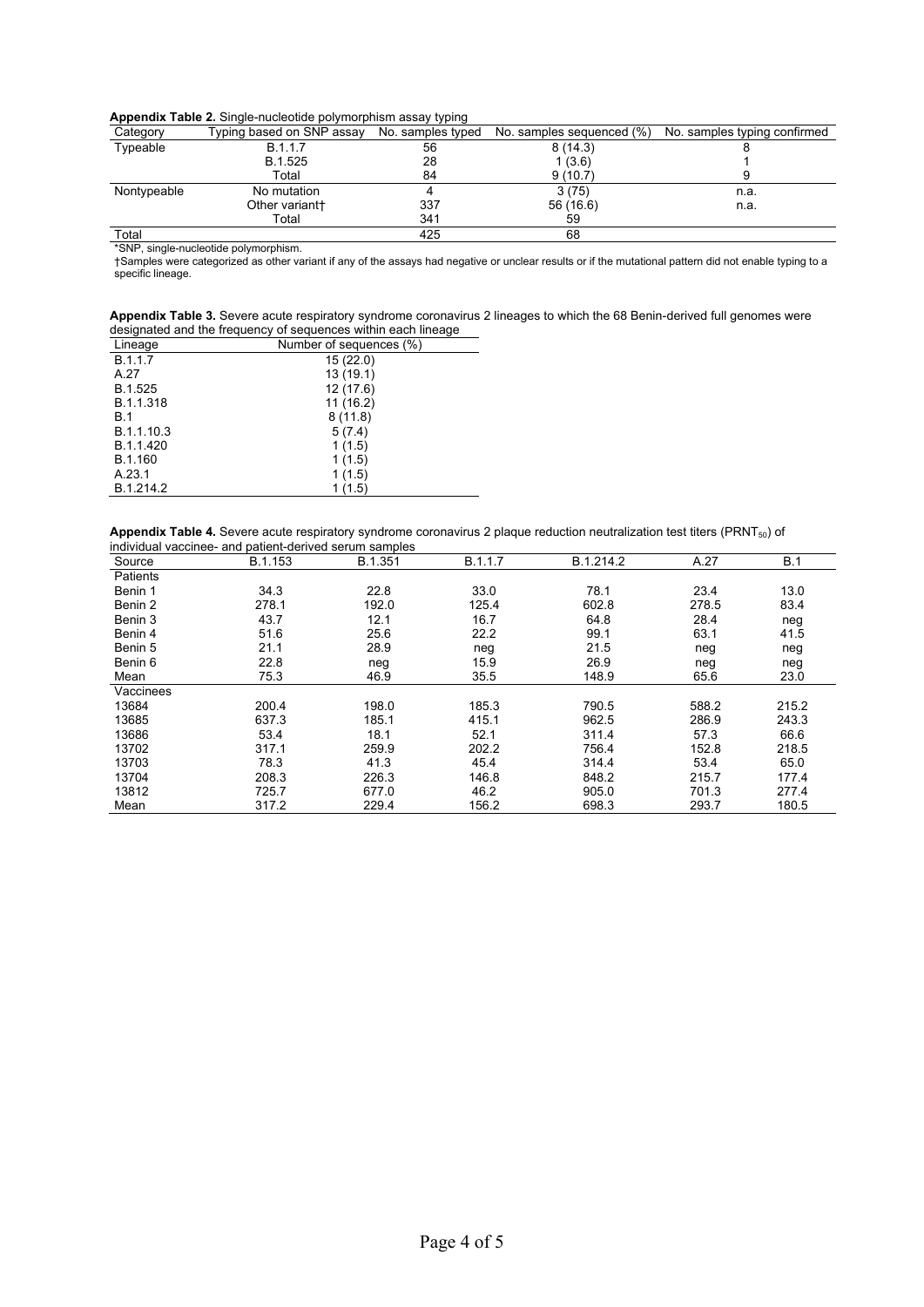**Appendix Table 2.** Single-nucleotide polymorphism assay typing

| Category | Typing based on SNP assay | No. samples typed | No. samples sequenced (%) | No. samples typing confirmed |
|---|---|---|---|---|
| Typeable | B.1.1.7 | 56 | 8 (14.3) | 8 |
| | B.1.525 | 28 | 1 (3.6) | 1 |
| | Total | 84 | 9 (10.7) | 9 |
| Nontypeable | No mutation | 4 | 3 (75) | n.a. |
| | Other variant† | 337 | 56 (16.6) | n.a. |
| | Total | 341 | 59 | |
| Total | | 425 | 68 | |

*SNP, single-nucleotide polymorphism.
†Samples were categorized as other variant if any of the assays had negative or unclear results or if the mutational pattern did not enable typing to a specific lineage.

**Appendix Table 3.** Severe acute respiratory syndrome coronavirus 2 lineages to which the 68 Benin-derived full genomes were designated and the frequency of sequences within each lineage

| Lineage | Number of sequences (%) |
|---|---|
| B.1.1.7 | 15 (22.0) |
| A.27 | 13 (19.1) |
| B.1.525 | 12 (17.6) |
| B.1.1.318 | 11 (16.2) |
| B.1 | 8 (11.8) |
| B.1.1.10.3 | 5 (7.4) |
| B.1.1.420 | 1 (1.5) |
| B.1.160 | 1 (1.5) |
| A.23.1 | 1 (1.5) |
| B.1.214.2 | 1 (1.5) |

**Appendix Table 4.** Severe acute respiratory syndrome coronavirus 2 plaque reduction neutralization test titers ($PRNT_{50}$) of individual vaccinee- and patient-derived serum samples

| Source | B.1.153 | B.1.351 | B.1.1.7 | B.1.214.2 | A.27 | B.1 |
|---|---|---|---|---|---|---|
| Patients | | | | | | |
| Benin 1 | 34.3 | 22.8 | 33.0 | 78.1 | 23.4 | 13.0 |
| Benin 2 | 278.1 | 192.0 | 125.4 | 602.8 | 278.5 | 83.4 |
| Benin 3 | 43.7 | 12.1 | 16.7 | 64.8 | 28.4 | neg |
| Benin 4 | 51.6 | 25.6 | 22.2 | 99.1 | 63.1 | 41.5 |
| Benin 5 | 21.1 | 28.9 | neg | 21.5 | neg | neg |
| Benin 6 | 22.8 | neg | 15.9 | 26.9 | neg | neg |
| Mean | 75.3 | 46.9 | 35.5 | 148.9 | 65.6 | 23.0 |
| Vaccinees | | | | | | |
| 13684 | 200.4 | 198.0 | 185.3 | 790.5 | 588.2 | 215.2 |
| 13685 | 637.3 | 185.1 | 415.1 | 962.5 | 286.9 | 243.3 |
| 13686 | 53.4 | 18.1 | 52.1 | 311.4 | 57.3 | 66.6 |
| 13702 | 317.1 | 259.9 | 202.2 | 756.4 | 152.8 | 218.5 |
| 13703 | 78.3 | 41.3 | 45.4 | 314.4 | 53.4 | 65.0 |
| 13704 | 208.3 | 226.3 | 146.8 | 848.2 | 215.7 | 177.4 |
| 13812 | 725.7 | 677.0 | 46.2 | 905.0 | 701.3 | 277.4 |
| Mean | 317.2 | 229.4 | 156.2 | 698.3 | 293.7 | 180.5 |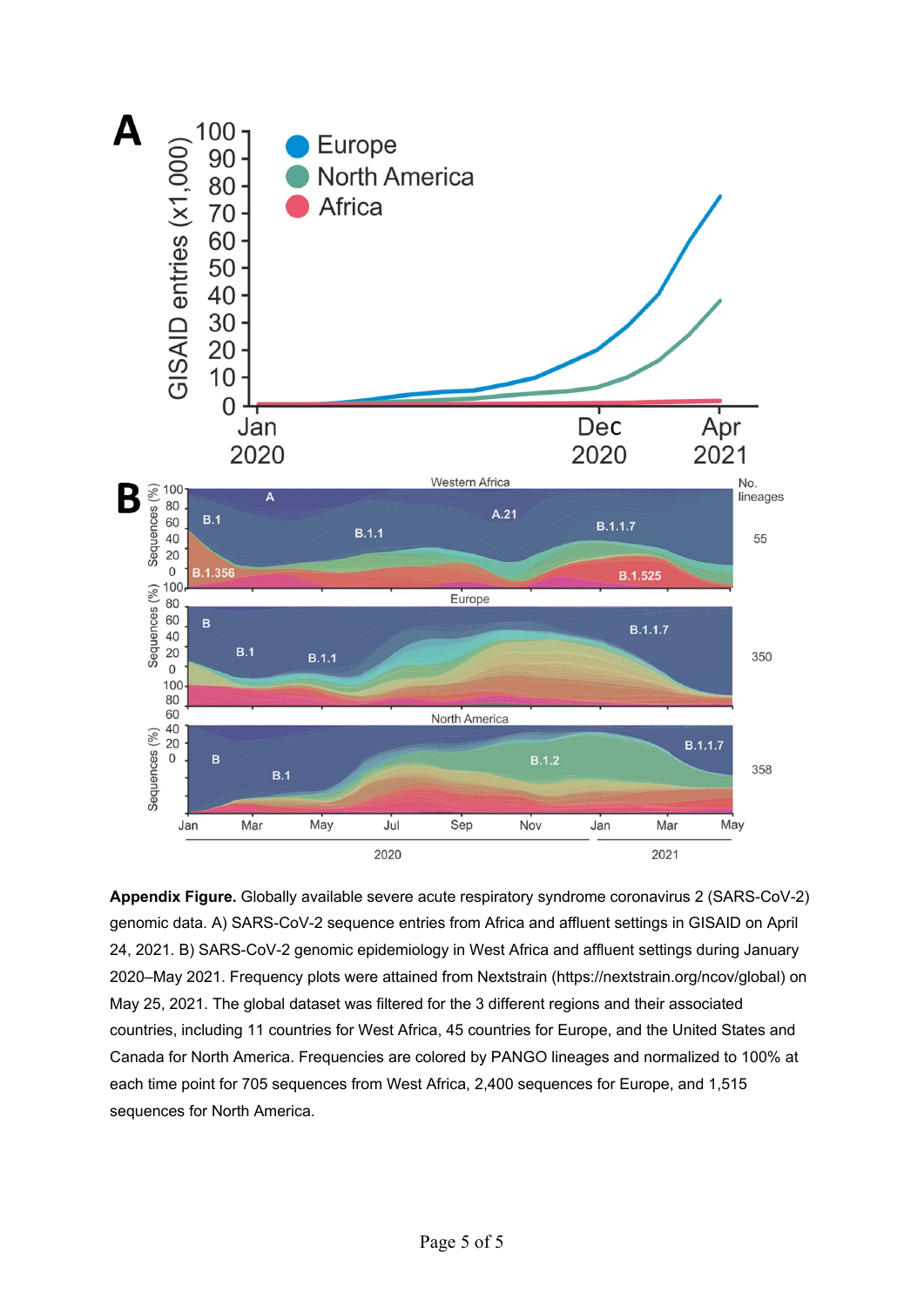A

100
90
80
70
60
50
40
30
20
10
0

GISAID entries (x1,000)

Europe
North America
Africa

Jan 2020
Dec 2020
Apr 2021

B

Western Africa

No. lineages

A
B.1
B.1.1
A.21
B.1.1.7
B.1.356
B.1.525

55

Europe

B
B.1
B.1.1
B.1.1.7

350

North America

B
B.1
B.1.2
B.1.1.7

358

Sequences (%)

100
80
60
40
20
0

Jan
Mar
May
Jul
Sep
Nov
Jan
Mar
May

2020
2021

**Appendix Figure.** Globally available severe acute respiratory syndrome coronavirus 2 (SARS-CoV-2) genomic data. A) SARS-CoV-2 sequence entries from Africa and affluent settings in GISAID on April 24, 2021. B) SARS-CoV-2 genomic epidemiology in West Africa and affluent settings during January 2020–May 2021. Frequency plots were attained from Nextstrain (https://nextstrain.org/ncov/global) on May 25, 2021. The global dataset was filtered for the 3 different regions and their associated countries, including 11 countries for West Africa, 45 countries for Europe, and the United States and Canada for North America. Frequencies are colored by PANGO lineages and normalized to 100% at each time point for 705 sequences from West Africa, 2,400 sequences for Europe, and 1,515 sequences for North America.